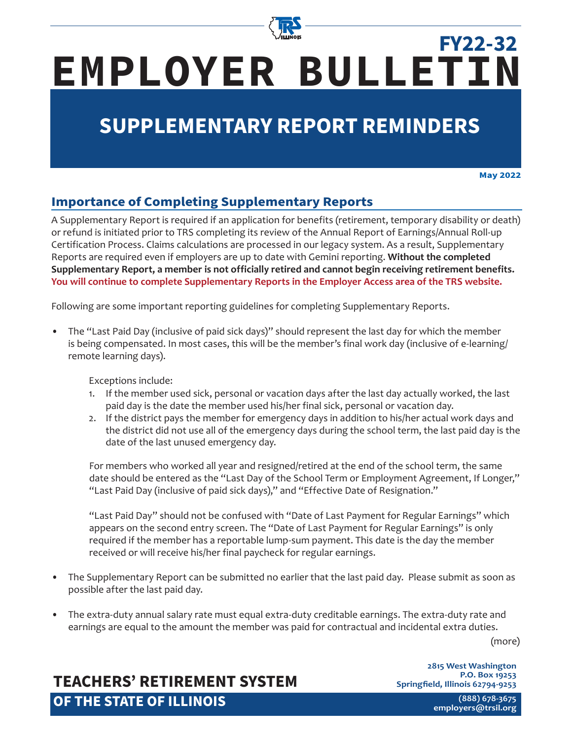FY22-32

# EMPLOYER BULLETIN

## SUPPLEMENTARY REPORT REMINDERS

**May 2022**

### Importance of Completing Supplementary Reports

A Supplementary Report is required if an application for benefits (retirement, temporary disability or death) or refund is initiated prior to TRS completing its review of the Annual Report of Earnings/Annual Roll-up Certification Process. Claims calculations are processed in our legacy system. As a result, Supplementary Reports are required even if employers are up to date with Gemini reporting. **Without the completed Supplementary Report, a member is not officially retired and cannot begin receiving retirement benefits. You will continue to complete Supplementary Reports in the Employer Access area of the TRS website.**

Following are some important reporting guidelines for completing Supplementary Reports.

- The "Last Paid Day (inclusive of paid sick days)" should represent the last day for which the member is being compensated. In most cases, this will be the member's final work day (inclusive of e-learning/remote learning days).

  Exceptions include:
  1. If the member used sick, personal or vacation days after the last day actually worked, the last paid day is the date the member used his/her final sick, personal or vacation day.
  2. If the district pays the member for emergency days in addition to his/her actual work days and the district did not use all of the emergency days during the school term, the last paid day is the date of the last unused emergency day.

  For members who worked all year and resigned/retired at the end of the school term, the same date should be entered as the "Last Day of the School Term or Employment Agreement, If Longer," "Last Paid Day (inclusive of paid sick days)," and "Effective Date of Resignation."

  "Last Paid Day" should not be confused with "Date of Last Payment for Regular Earnings" which appears on the second entry screen. The "Date of Last Payment for Regular Earnings" is only required if the member has a reportable lump-sum payment. This date is the day the member received or will receive his/her final paycheck for regular earnings.

- The Supplementary Report can be submitted no earlier that the last paid day. Please submit as soon as possible after the last paid day.

- The extra-duty annual salary rate must equal extra-duty creditable earnings. The extra-duty rate and earnings are equal to the amount the member was paid for contractual and incidental extra duties.

(more)

**TEACHERS' RETIREMENT SYSTEM OF THE STATE OF ILLINOIS**

2815 West Washington
P.O. Box 19253
Springfield, Illinois 62794-9253
(888) 678-3675
employers@trsil.org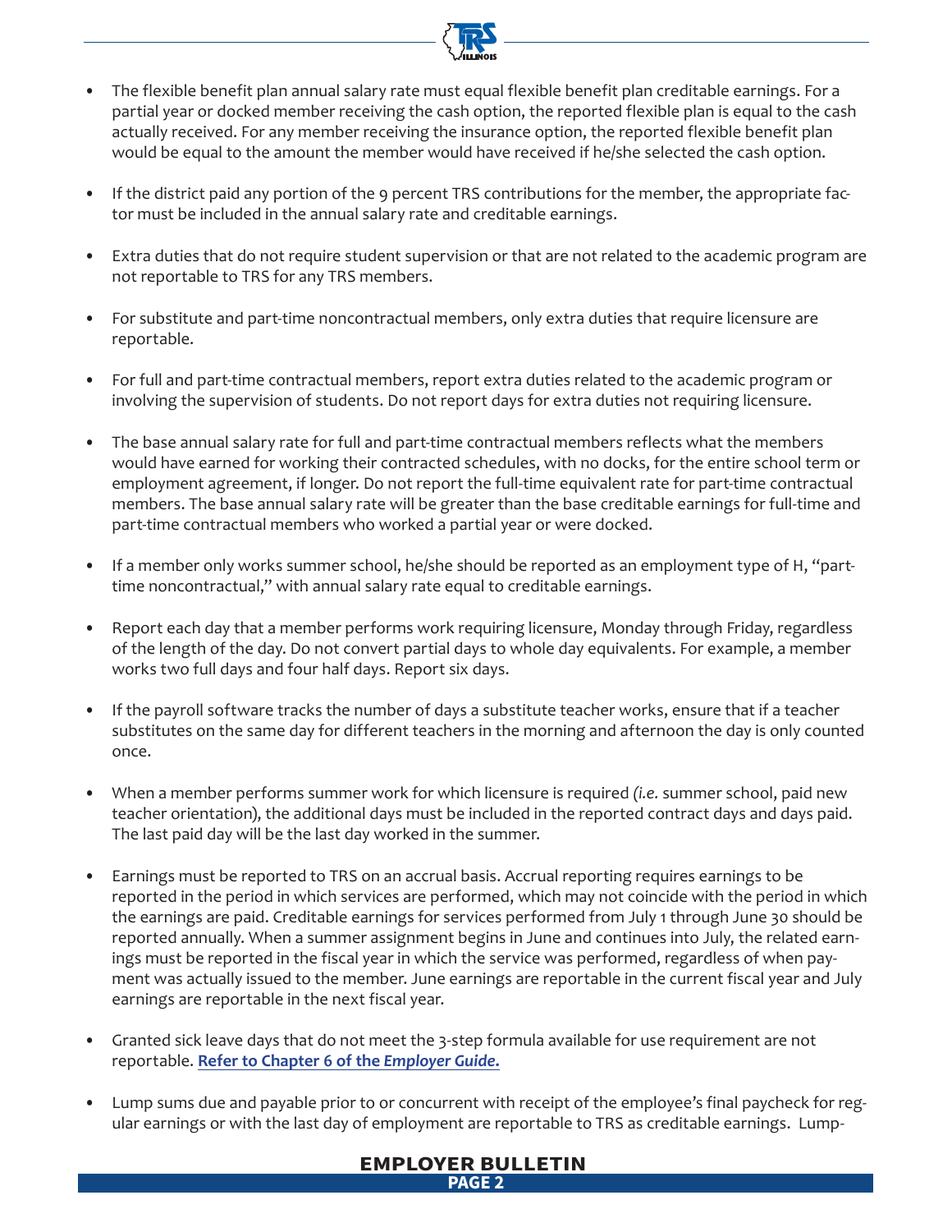- The flexible benefit plan annual salary rate must equal flexible benefit plan creditable earnings. For a partial year or docked member receiving the cash option, the reported flexible plan is equal to the cash actually received. For any member receiving the insurance option, the reported flexible benefit plan would be equal to the amount the member would have received if he/she selected the cash option.

- If the district paid any portion of the 9 percent TRS contributions for the member, the appropriate factor must be included in the annual salary rate and creditable earnings.

- Extra duties that do not require student supervision or that are not related to the academic program are not reportable to TRS for any TRS members.

- For substitute and part-time noncontractual members, only extra duties that require licensure are reportable.

- For full and part-time contractual members, report extra duties related to the academic program or involving the supervision of students. Do not report days for extra duties not requiring licensure.

- The base annual salary rate for full and part-time contractual members reflects what the members would have earned for working their contracted schedules, with no docks, for the entire school term or employment agreement, if longer. Do not report the full-time equivalent rate for part-time contractual members. The base annual salary rate will be greater than the base creditable earnings for full-time and part-time contractual members who worked a partial year or were docked.

- If a member only works summer school, he/she should be reported as an employment type of H, "part-time noncontractual," with annual salary rate equal to creditable earnings.

- Report each day that a member performs work requiring licensure, Monday through Friday, regardless of the length of the day. Do not convert partial days to whole day equivalents. For example, a member works two full days and four half days. Report six days.

- If the payroll software tracks the number of days a substitute teacher works, ensure that if a teacher substitutes on the same day for different teachers in the morning and afternoon the day is only counted once.

- When a member performs summer work for which licensure is required *(i.e.* summer school, paid new teacher orientation), the additional days must be included in the reported contract days and days paid. The last paid day will be the last day worked in the summer.

- Earnings must be reported to TRS on an accrual basis. Accrual reporting requires earnings to be reported in the period in which services are performed, which may not coincide with the period in which the earnings are paid. Creditable earnings for services performed from July 1 through June 30 should be reported annually. When a summer assignment begins in June and continues into July, the related earnings must be reported in the fiscal year in which the service was performed, regardless of when payment was actually issued to the member. June earnings are reportable in the current fiscal year and July earnings are reportable in the next fiscal year.

- Granted sick leave days that do not meet the 3-step formula available for use requirement are not reportable. **Refer to Chapter 6 of the *Employer Guide*.**

- Lump sums due and payable prior to or concurrent with receipt of the employee's final paycheck for regular earnings or with the last day of employment are reportable to TRS as creditable earnings. Lump-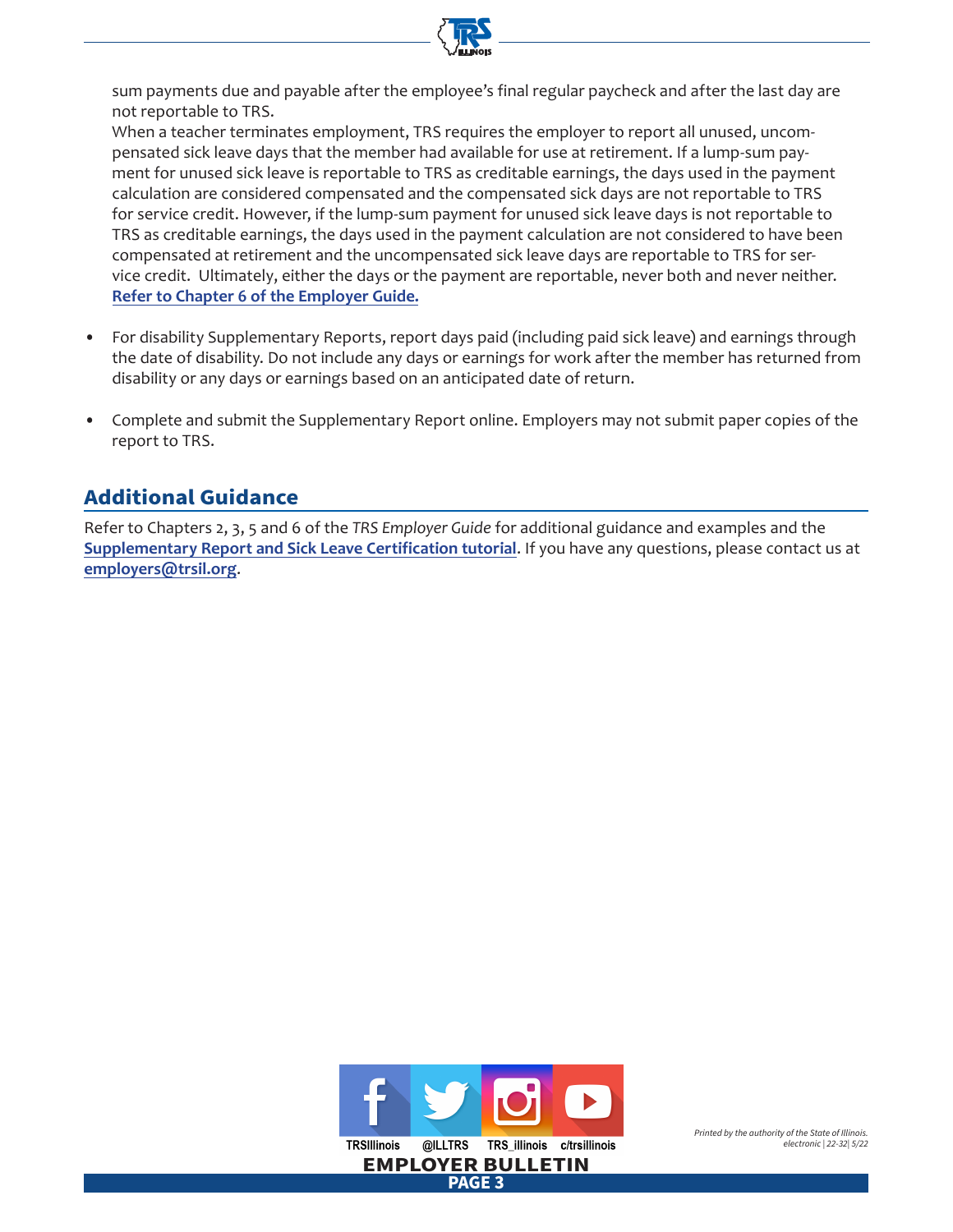sum payments due and payable after the employee's final regular paycheck and after the last day are not reportable to TRS.

When a teacher terminates employment, TRS requires the employer to report all unused, uncompensated sick leave days that the member had available for use at retirement. If a lump-sum payment for unused sick leave is reportable to TRS as creditable earnings, the days used in the payment calculation are considered compensated and the compensated sick days are not reportable to TRS for service credit. However, if the lump-sum payment for unused sick leave days is not reportable to TRS as creditable earnings, the days used in the payment calculation are not considered to have been compensated at retirement and the uncompensated sick leave days are reportable to TRS for service credit. Ultimately, either the days or the payment are reportable, never both and never neither. **Refer to Chapter 6 of the Employer Guide.**

- For disability Supplementary Reports, report days paid (including paid sick leave) and earnings through the date of disability. Do not include any days or earnings for work after the member has returned from disability or any days or earnings based on an anticipated date of return.

- Complete and submit the Supplementary Report online. Employers may not submit paper copies of the report to TRS.

## Additional Guidance

Refer to Chapters 2, 3, 5 and 6 of the *TRS Employer Guide* for additional guidance and examples and the **Supplementary Report and Sick Leave Certification tutorial**. If you have any questions, please contact us at **employers@trsil.org**.

TRSIllinois @ILLTRS TRS_illinois c/trsillinois

*Printed by the authority of the State of Illinois. electronic | 22-32| 5/22*